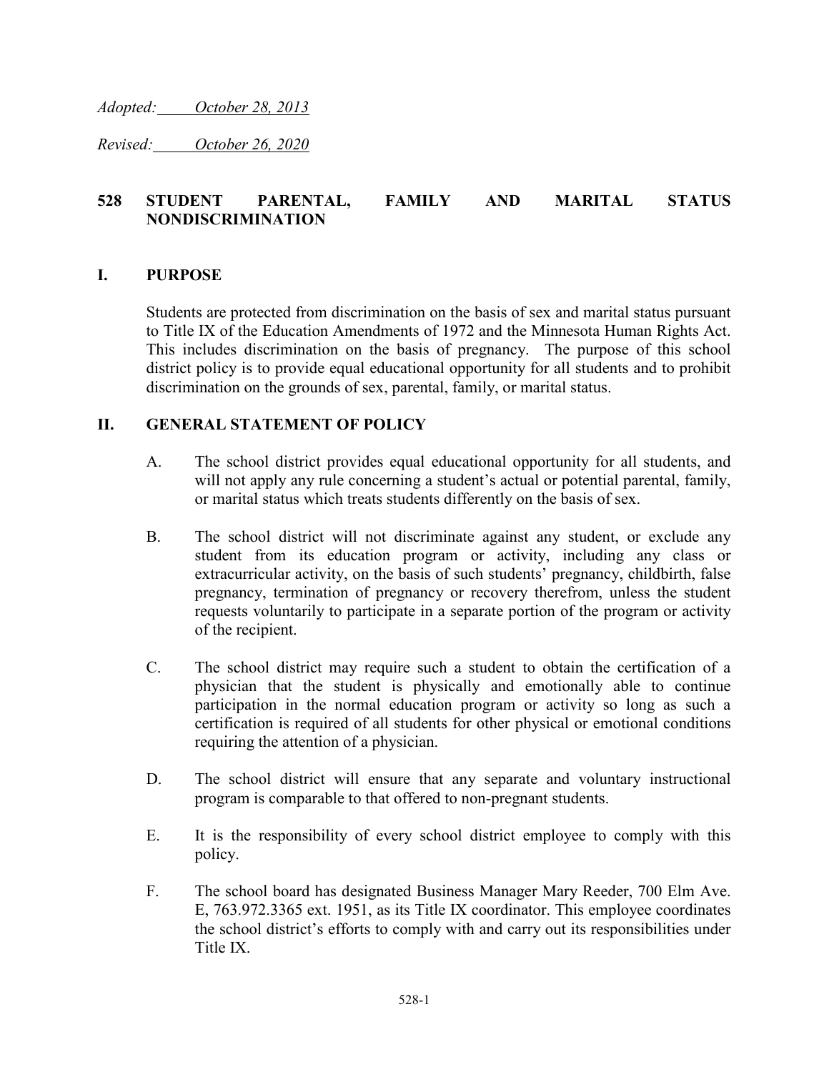*Adopted: October 28, 2013*

*Revised: October 26, 2020*

# 528 STUDENT PARENTAL, FAMILY AND MARITAL STATUS NONDISCRIMINATION

## I. PURPOSE

Students are protected from discrimination on the basis of sex and marital status pursuant to Title IX of the Education Amendments of 1972 and the Minnesota Human Rights Act. This includes discrimination on the basis of pregnancy. The purpose of this school district policy is to provide equal educational opportunity for all students and to prohibit discrimination on the grounds of sex, parental, family, or marital status.

## II. GENERAL STATEMENT OF POLICY

A. The school district provides equal educational opportunity for all students, and will not apply any rule concerning a student's actual or potential parental, family, or marital status which treats students differently on the basis of sex.

B. The school district will not discriminate against any student, or exclude any student from its education program or activity, including any class or extracurricular activity, on the basis of such students' pregnancy, childbirth, false pregnancy, termination of pregnancy or recovery therefrom, unless the student requests voluntarily to participate in a separate portion of the program or activity of the recipient.

C. The school district may require such a student to obtain the certification of a physician that the student is physically and emotionally able to continue participation in the normal education program or activity so long as such a certification is required of all students for other physical or emotional conditions requiring the attention of a physician.

D. The school district will ensure that any separate and voluntary instructional program is comparable to that offered to non-pregnant students.

E. It is the responsibility of every school district employee to comply with this policy.

F. The school board has designated Business Manager Mary Reeder, 700 Elm Ave. E, 763.972.3365 ext. 1951, as its Title IX coordinator. This employee coordinates the school district's efforts to comply with and carry out its responsibilities under Title IX.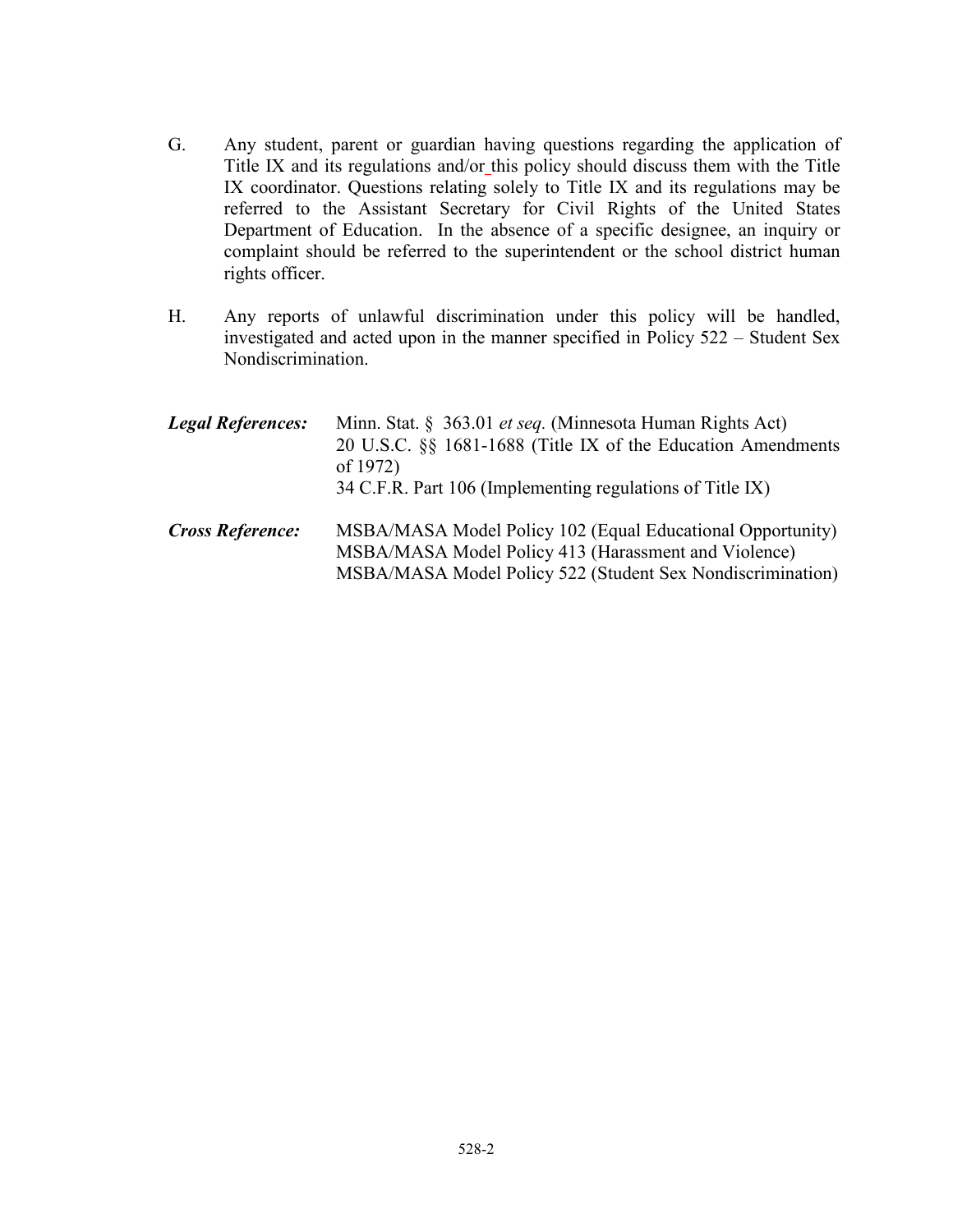G. Any student, parent or guardian having questions regarding the application of Title IX and its regulations and/or this policy should discuss them with the Title IX coordinator. Questions relating solely to Title IX and its regulations may be referred to the Assistant Secretary for Civil Rights of the United States Department of Education. In the absence of a specific designee, an inquiry or complaint should be referred to the superintendent or the school district human rights officer.

H. Any reports of unlawful discrimination under this policy will be handled, investigated and acted upon in the manner specified in Policy 522 – Student Sex Nondiscrimination.

***Legal References:*** Minn. Stat. § 363.01 *et seq.* (Minnesota Human Rights Act)
20 U.S.C. §§ 1681-1688 (Title IX of the Education Amendments of 1972)
34 C.F.R. Part 106 (Implementing regulations of Title IX)

***Cross Reference:*** MSBA/MASA Model Policy 102 (Equal Educational Opportunity)
MSBA/MASA Model Policy 413 (Harassment and Violence)
MSBA/MASA Model Policy 522 (Student Sex Nondiscrimination)